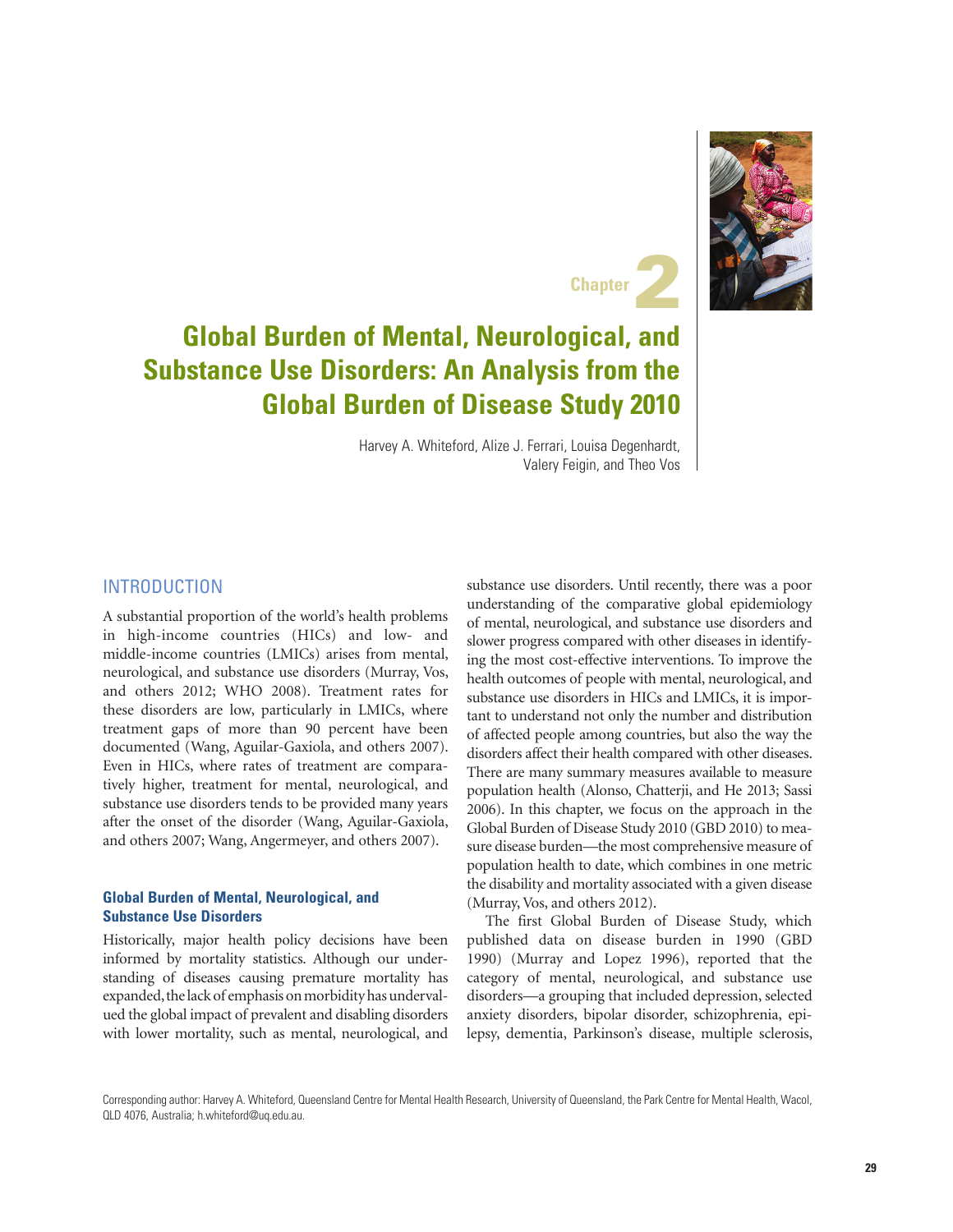Chapter 2

# Global Burden of Mental, Neurological, and Substance Use Disorders: An Analysis from the Global Burden of Disease Study 2010

Harvey A. Whiteford, Alize J. Ferrari, Louisa Degenhardt, Valery Feigin, and Theo Vos

## INTRODUCTION

A substantial proportion of the world's health problems in high-income countries (HICs) and low- and middle-income countries (LMICs) arises from mental, neurological, and substance use disorders (Murray, Vos, and others 2012; WHO 2008). Treatment rates for these disorders are low, particularly in LMICs, where treatment gaps of more than 90 percent have been documented (Wang, Aguilar-Gaxiola, and others 2007). Even in HICs, where rates of treatment are comparatively higher, treatment for mental, neurological, and substance use disorders tends to be provided many years after the onset of the disorder (Wang, Aguilar-Gaxiola, and others 2007; Wang, Angermeyer, and others 2007).

### Global Burden of Mental, Neurological, and Substance Use Disorders

Historically, major health policy decisions have been informed by mortality statistics. Although our understanding of diseases causing premature mortality has expanded, the lack of emphasis on morbidity has undervalued the global impact of prevalent and disabling disorders with lower mortality, such as mental, neurological, and substance use disorders. Until recently, there was a poor understanding of the comparative global epidemiology of mental, neurological, and substance use disorders and slower progress compared with other diseases in identifying the most cost-effective interventions. To improve the health outcomes of people with mental, neurological, and substance use disorders in HICs and LMICs, it is important to understand not only the number and distribution of affected people among countries, but also the way the disorders affect their health compared with other diseases. There are many summary measures available to measure population health (Alonso, Chatterji, and He 2013; Sassi 2006). In this chapter, we focus on the approach in the Global Burden of Disease Study 2010 (GBD 2010) to measure disease burden—the most comprehensive measure of population health to date, which combines in one metric the disability and mortality associated with a given disease (Murray, Vos, and others 2012).

The first Global Burden of Disease Study, which published data on disease burden in 1990 (GBD 1990) (Murray and Lopez 1996), reported that the category of mental, neurological, and substance use disorders—a grouping that included depression, selected anxiety disorders, bipolar disorder, schizophrenia, epilepsy, dementia, Parkinson's disease, multiple sclerosis,

Corresponding author: Harvey A. Whiteford, Queensland Centre for Mental Health Research, University of Queensland, the Park Centre for Mental Health, Wacol, QLD 4076, Australia; h.whiteford@uq.edu.au.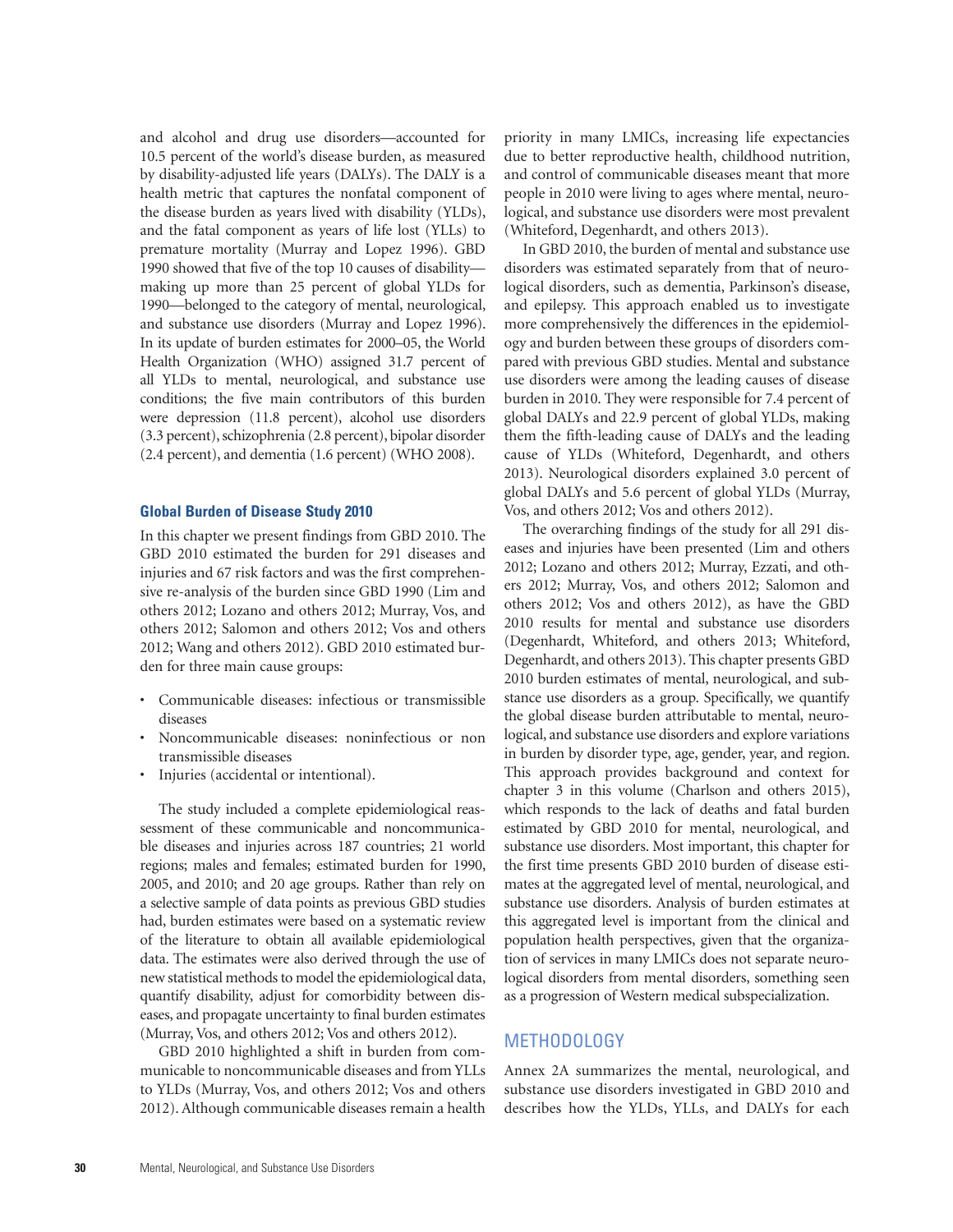and alcohol and drug use disorders—accounted for 10.5 percent of the world's disease burden, as measured by disability-adjusted life years (DALYs). The DALY is a health metric that captures the nonfatal component of the disease burden as years lived with disability (YLDs), and the fatal component as years of life lost (YLLs) to premature mortality (Murray and Lopez 1996). GBD 1990 showed that five of the top 10 causes of disability—making up more than 25 percent of global YLDs for 1990—belonged to the category of mental, neurological, and substance use disorders (Murray and Lopez 1996). In its update of burden estimates for 2000–05, the World Health Organization (WHO) assigned 31.7 percent of all YLDs to mental, neurological, and substance use conditions; the five main contributors of this burden were depression (11.8 percent), alcohol use disorders (3.3 percent), schizophrenia (2.8 percent), bipolar disorder (2.4 percent), and dementia (1.6 percent) (WHO 2008).

### Global Burden of Disease Study 2010

In this chapter we present findings from GBD 2010. The GBD 2010 estimated the burden for 291 diseases and injuries and 67 risk factors and was the first comprehensive re-analysis of the burden since GBD 1990 (Lim and others 2012; Lozano and others 2012; Murray, Vos, and others 2012; Salomon and others 2012; Vos and others 2012; Wang and others 2012). GBD 2010 estimated burden for three main cause groups:

- Communicable diseases: infectious or transmissible diseases
- Noncommunicable diseases: noninfectious or non transmissible diseases
- Injuries (accidental or intentional).

The study included a complete epidemiological reassessment of these communicable and noncommunicable diseases and injuries across 187 countries; 21 world regions; males and females; estimated burden for 1990, 2005, and 2010; and 20 age groups. Rather than rely on a selective sample of data points as previous GBD studies had, burden estimates were based on a systematic review of the literature to obtain all available epidemiological data. The estimates were also derived through the use of new statistical methods to model the epidemiological data, quantify disability, adjust for comorbidity between diseases, and propagate uncertainty to final burden estimates (Murray, Vos, and others 2012; Vos and others 2012).

GBD 2010 highlighted a shift in burden from communicable to noncommunicable diseases and from YLLs to YLDs (Murray, Vos, and others 2012; Vos and others 2012). Although communicable diseases remain a health priority in many LMICs, increasing life expectancies due to better reproductive health, childhood nutrition, and control of communicable diseases meant that more people in 2010 were living to ages where mental, neurological, and substance use disorders were most prevalent (Whiteford, Degenhardt, and others 2013).

In GBD 2010, the burden of mental and substance use disorders was estimated separately from that of neurological disorders, such as dementia, Parkinson's disease, and epilepsy. This approach enabled us to investigate more comprehensively the differences in the epidemiology and burden between these groups of disorders compared with previous GBD studies. Mental and substance use disorders were among the leading causes of disease burden in 2010. They were responsible for 7.4 percent of global DALYs and 22.9 percent of global YLDs, making them the fifth-leading cause of DALYs and the leading cause of YLDs (Whiteford, Degenhardt, and others 2013). Neurological disorders explained 3.0 percent of global DALYs and 5.6 percent of global YLDs (Murray, Vos, and others 2012; Vos and others 2012).

The overarching findings of the study for all 291 diseases and injuries have been presented (Lim and others 2012; Lozano and others 2012; Murray, Ezzati, and others 2012; Murray, Vos, and others 2012; Salomon and others 2012; Vos and others 2012), as have the GBD 2010 results for mental and substance use disorders (Degenhardt, Whiteford, and others 2013; Whiteford, Degenhardt, and others 2013). This chapter presents GBD 2010 burden estimates of mental, neurological, and substance use disorders as a group. Specifically, we quantify the global disease burden attributable to mental, neurological, and substance use disorders and explore variations in burden by disorder type, age, gender, year, and region. This approach provides background and context for chapter 3 in this volume (Charlson and others 2015), which responds to the lack of deaths and fatal burden estimated by GBD 2010 for mental, neurological, and substance use disorders. Most important, this chapter for the first time presents GBD 2010 burden of disease estimates at the aggregated level of mental, neurological, and substance use disorders. Analysis of burden estimates at this aggregated level is important from the clinical and population health perspectives, given that the organization of services in many LMICs does not separate neurological disorders from mental disorders, something seen as a progression of Western medical subspecialization.

## METHODOLOGY

Annex 2A summarizes the mental, neurological, and substance use disorders investigated in GBD 2010 and describes how the YLDs, YLLs, and DALYs for each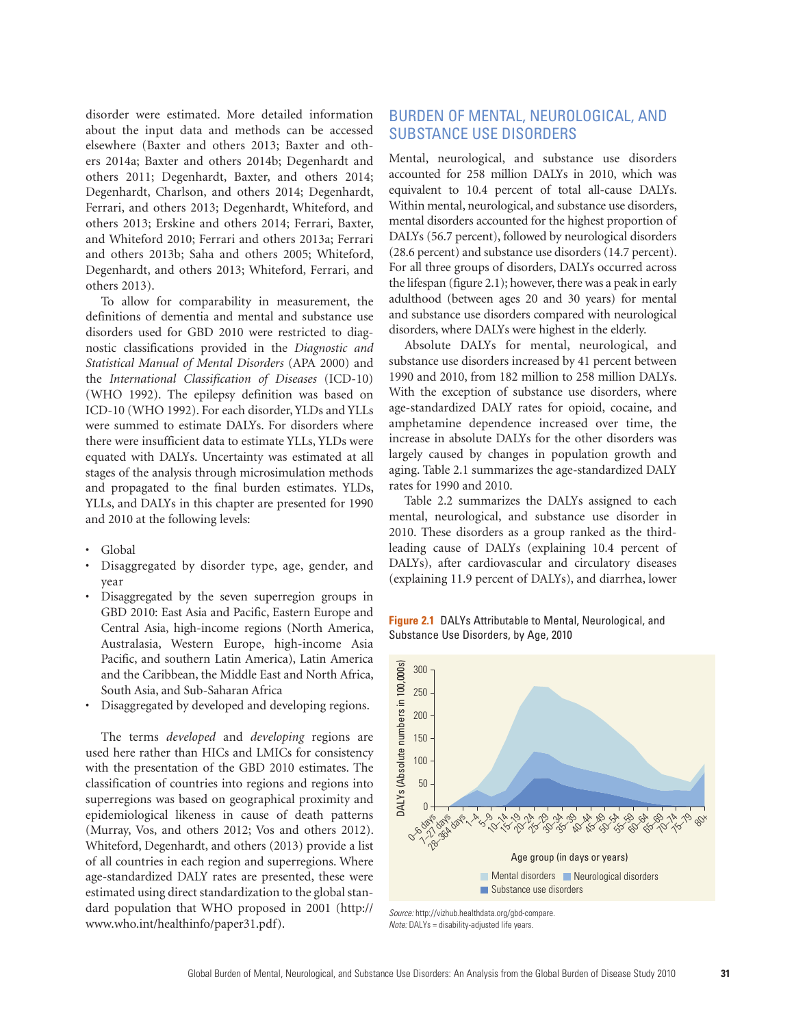disorder were estimated. More detailed information about the input data and methods can be accessed elsewhere (Baxter and others 2013; Baxter and others 2014a; Baxter and others 2014b; Degenhardt and others 2011; Degenhardt, Baxter, and others 2014; Degenhardt, Charlson, and others 2014; Degenhardt, Ferrari, and others 2013; Degenhardt, Whiteford, and others 2013; Erskine and others 2014; Ferrari, Baxter, and Whiteford 2010; Ferrari and others 2013a; Ferrari and others 2013b; Saha and others 2005; Whiteford, Degenhardt, and others 2013; Whiteford, Ferrari, and others 2013).

To allow for comparability in measurement, the definitions of dementia and mental and substance use disorders used for GBD 2010 were restricted to diagnostic classifications provided in the *Diagnostic and Statistical Manual of Mental Disorders* (APA 2000) and the *International Classification of Diseases* (ICD-10) (WHO 1992). The epilepsy definition was based on ICD-10 (WHO 1992). For each disorder, YLDs and YLLs were summed to estimate DALYs. For disorders where there were insufficient data to estimate YLLs, YLDs were equated with DALYs. Uncertainty was estimated at all stages of the analysis through microsimulation methods and propagated to the final burden estimates. YLDs, YLLs, and DALYs in this chapter are presented for 1990 and 2010 at the following levels:

- Global
- Disaggregated by disorder type, age, gender, and year
- Disaggregated by the seven superregion groups in GBD 2010: East Asia and Pacific, Eastern Europe and Central Asia, high-income regions (North America, Australasia, Western Europe, high-income Asia Pacific, and southern Latin America), Latin America and the Caribbean, the Middle East and North Africa, South Asia, and Sub-Saharan Africa
- Disaggregated by developed and developing regions.

The terms *developed* and *developing* regions are used here rather than HICs and LMICs for consistency with the presentation of the GBD 2010 estimates. The classification of countries into regions and regions into superregions was based on geographical proximity and epidemiological likeness in cause of death patterns (Murray, Vos, and others 2012; Vos and others 2012). Whiteford, Degenhardt, and others (2013) provide a list of all countries in each region and superregions. Where age-standardized DALY rates are presented, these were estimated using direct standardization to the global standard population that WHO proposed in 2001 (http://www.who.int/healthinfo/paper31.pdf).

## BURDEN OF MENTAL, NEUROLOGICAL, AND SUBSTANCE USE DISORDERS

Mental, neurological, and substance use disorders accounted for 258 million DALYs in 2010, which was equivalent to 10.4 percent of total all-cause DALYs. Within mental, neurological, and substance use disorders, mental disorders accounted for the highest proportion of DALYs (56.7 percent), followed by neurological disorders (28.6 percent) and substance use disorders (14.7 percent). For all three groups of disorders, DALYs occurred across the lifespan (figure 2.1); however, there was a peak in early adulthood (between ages 20 and 30 years) for mental and substance use disorders compared with neurological disorders, where DALYs were highest in the elderly.

Absolute DALYs for mental, neurological, and substance use disorders increased by 41 percent between 1990 and 2010, from 182 million to 258 million DALYs. With the exception of substance use disorders, where age-standardized DALY rates for opioid, cocaine, and amphetamine dependence increased over time, the increase in absolute DALYs for the other disorders was largely caused by changes in population growth and aging. Table 2.1 summarizes the age-standardized DALY rates for 1990 and 2010.

Table 2.2 summarizes the DALYs assigned to each mental, neurological, and substance use disorder in 2010. These disorders as a group ranked as the third-leading cause of DALYs (explaining 10.4 percent of DALYs), after cardiovascular and circulatory diseases (explaining 11.9 percent of DALYs), and diarrhea, lower

**Figure 2.1** DALYs Attributable to Mental, Neurological, and Substance Use Disorders, by Age, 2010

*Source:* http://vizhub.healthdata.org/gbd-compare.
*Note:* DALYs = disability-adjusted life years.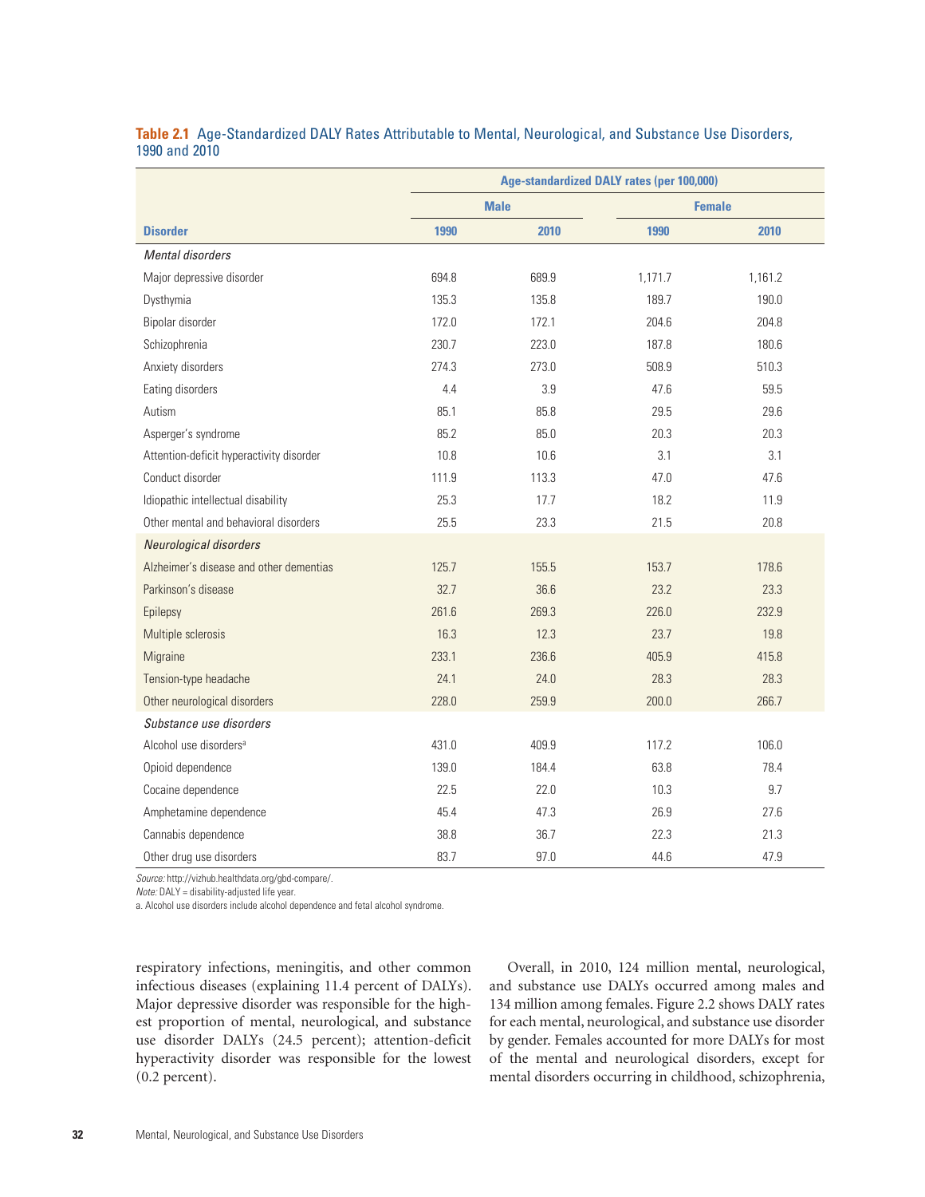**Table 2.1** Age-Standardized DALY Rates Attributable to Mental, Neurological, and Substance Use Disorders, 1990 and 2010

| | Age-standardized DALY rates (per 100,000) | | | |
|---|---|---|---|---|
| | Male | | Female | |
| **Disorder** | **1990** | **2010** | **1990** | **2010** |
| *Mental disorders* | | | | |
| Major depressive disorder | 694.8 | 689.9 | 1,171.7 | 1,161.2 |
| Dysthymia | 135.3 | 135.8 | 189.7 | 190.0 |
| Bipolar disorder | 172.0 | 172.1 | 204.6 | 204.8 |
| Schizophrenia | 230.7 | 223.0 | 187.8 | 180.6 |
| Anxiety disorders | 274.3 | 273.0 | 508.9 | 510.3 |
| Eating disorders | 4.4 | 3.9 | 47.6 | 59.5 |
| Autism | 85.1 | 85.8 | 29.5 | 29.6 |
| Asperger's syndrome | 85.2 | 85.0 | 20.3 | 20.3 |
| Attention-deficit hyperactivity disorder | 10.8 | 10.6 | 3.1 | 3.1 |
| Conduct disorder | 111.9 | 113.3 | 47.0 | 47.6 |
| Idiopathic intellectual disability | 25.3 | 17.7 | 18.2 | 11.9 |
| Other mental and behavioral disorders | 25.5 | 23.3 | 21.5 | 20.8 |
| *Neurological disorders* | | | | |
| Alzheimer's disease and other dementias | 125.7 | 155.5 | 153.7 | 178.6 |
| Parkinson's disease | 32.7 | 36.6 | 23.2 | 23.3 |
| Epilepsy | 261.6 | 269.3 | 226.0 | 232.9 |
| Multiple sclerosis | 16.3 | 12.3 | 23.7 | 19.8 |
| Migraine | 233.1 | 236.6 | 405.9 | 415.8 |
| Tension-type headache | 24.1 | 24.0 | 28.3 | 28.3 |
| Other neurological disorders | 228.0 | 259.9 | 200.0 | 266.7 |
| *Substance use disorders* | | | | |
| Alcohol use disorders[a] | 431.0 | 409.9 | 117.2 | 106.0 |
| Opioid dependence | 139.0 | 184.4 | 63.8 | 78.4 |
| Cocaine dependence | 22.5 | 22.0 | 10.3 | 9.7 |
| Amphetamine dependence | 45.4 | 47.3 | 26.9 | 27.6 |
| Cannabis dependence | 38.8 | 36.7 | 22.3 | 21.3 |
| Other drug use disorders | 83.7 | 97.0 | 44.6 | 47.9 |

*Source:* http://vizhub.healthdata.org/gbd-compare/.
*Note:* DALY = disability-adjusted life year.
a. Alcohol use disorders include alcohol dependence and fetal alcohol syndrome.

respiratory infections, meningitis, and other common infectious diseases (explaining 11.4 percent of DALYs). Major depressive disorder was responsible for the highest proportion of mental, neurological, and substance use disorder DALYs (24.5 percent); attention-deficit hyperactivity disorder was responsible for the lowest (0.2 percent).

Overall, in 2010, 124 million mental, neurological, and substance use DALYs occurred among males and 134 million among females. Figure 2.2 shows DALY rates for each mental, neurological, and substance use disorder by gender. Females accounted for more DALYs for most of the mental and neurological disorders, except for mental disorders occurring in childhood, schizophrenia,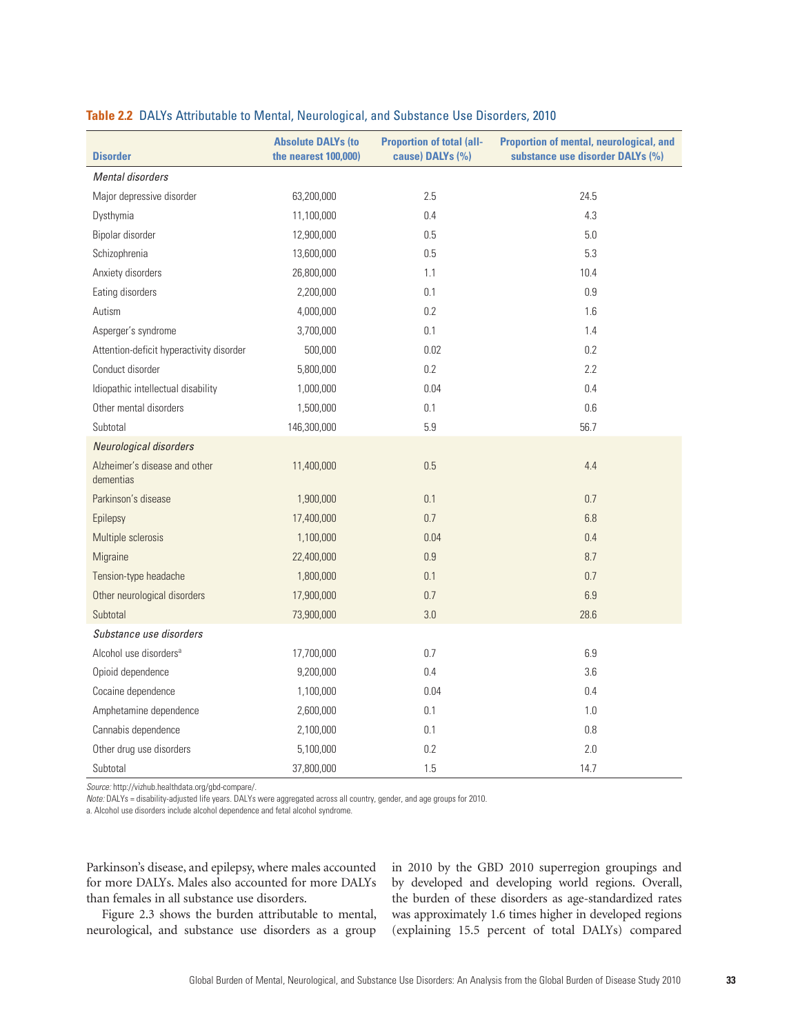**Table 2.2** DALYs Attributable to Mental, Neurological, and Substance Use Disorders, 2010

| Disorder | Absolute DALYs (to the nearest 100,000) | Proportion of total (all-cause) DALYs (%) | Proportion of mental, neurological, and substance use disorder DALYs (%) |
|---|---|---|---|
| *Mental disorders* | | | |
| Major depressive disorder | 63,200,000 | 2.5 | 24.5 |
| Dysthymia | 11,100,000 | 0.4 | 4.3 |
| Bipolar disorder | 12,900,000 | 0.5 | 5.0 |
| Schizophrenia | 13,600,000 | 0.5 | 5.3 |
| Anxiety disorders | 26,800,000 | 1.1 | 10.4 |
| Eating disorders | 2,200,000 | 0.1 | 0.9 |
| Autism | 4,000,000 | 0.2 | 1.6 |
| Asperger's syndrome | 3,700,000 | 0.1 | 1.4 |
| Attention-deficit hyperactivity disorder | 500,000 | 0.02 | 0.2 |
| Conduct disorder | 5,800,000 | 0.2 | 2.2 |
| Idiopathic intellectual disability | 1,000,000 | 0.04 | 0.4 |
| Other mental disorders | 1,500,000 | 0.1 | 0.6 |
| Subtotal | 146,300,000 | 5.9 | 56.7 |
| *Neurological disorders* | | | |
| Alzheimer's disease and other dementias | 11,400,000 | 0.5 | 4.4 |
| Parkinson's disease | 1,900,000 | 0.1 | 0.7 |
| Epilepsy | 17,400,000 | 0.7 | 6.8 |
| Multiple sclerosis | 1,100,000 | 0.04 | 0.4 |
| Migraine | 22,400,000 | 0.9 | 8.7 |
| Tension-type headache | 1,800,000 | 0.1 | 0.7 |
| Other neurological disorders | 17,900,000 | 0.7 | 6.9 |
| Subtotal | 73,900,000 | 3.0 | 28.6 |
| *Substance use disorders* | | | |
| Alcohol use disorders[a] | 17,700,000 | 0.7 | 6.9 |
| Opioid dependence | 9,200,000 | 0.4 | 3.6 |
| Cocaine dependence | 1,100,000 | 0.04 | 0.4 |
| Amphetamine dependence | 2,600,000 | 0.1 | 1.0 |
| Cannabis dependence | 2,100,000 | 0.1 | 0.8 |
| Other drug use disorders | 5,100,000 | 0.2 | 2.0 |
| Subtotal | 37,800,000 | 1.5 | 14.7 |

*Source:* http://vizhub.healthdata.org/gbd-compare/.

*Note:* DALYs = disability-adjusted life years. DALYs were aggregated across all country, gender, and age groups for 2010.

a. Alcohol use disorders include alcohol dependence and fetal alcohol syndrome.

Parkinson's disease, and epilepsy, where males accounted for more DALYs. Males also accounted for more DALYs than females in all substance use disorders.

Figure 2.3 shows the burden attributable to mental, neurological, and substance use disorders as a group in 2010 by the GBD 2010 superregion groupings and by developed and developing world regions. Overall, the burden of these disorders as age-standardized rates was approximately 1.6 times higher in developed regions (explaining 15.5 percent of total DALYs) compared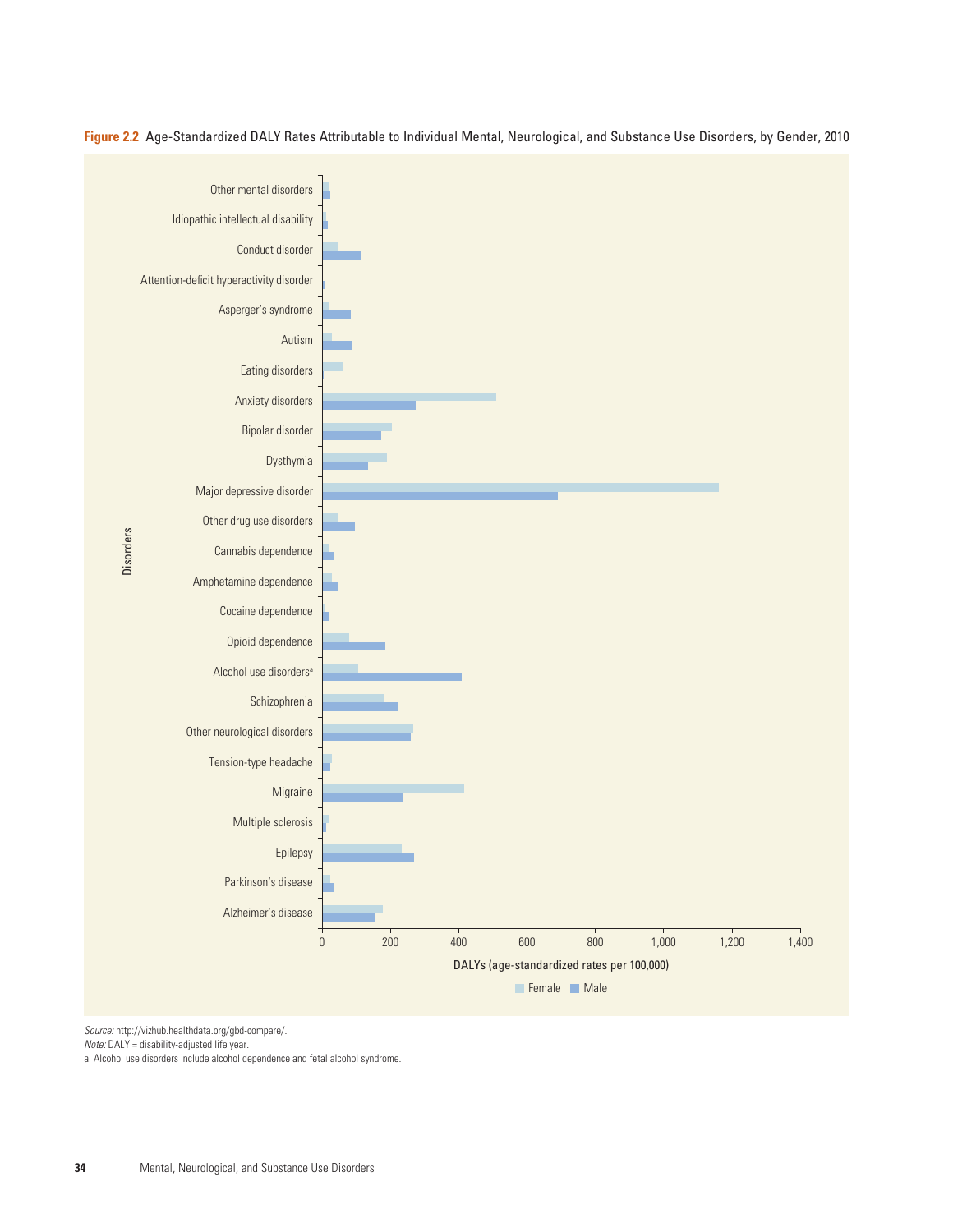**Figure 2.2** Age-Standardized DALY Rates Attributable to Individual Mental, Neurological, and Substance Use Disorders, by Gender, 2010

Disorders: Other mental disorders; Idiopathic intellectual disability; Conduct disorder; Attention-deficit hyperactivity disorder; Asperger's syndrome; Autism; Eating disorders; Anxiety disorders; Bipolar disorder; Dysthymia; Major depressive disorder; Other drug use disorders; Cannabis dependence; Amphetamine dependence; Cocaine dependence; Opioid dependence; Alcohol use disorders[a]; Schizophrenia; Other neurological disorders; Tension-type headache; Migraine; Multiple sclerosis; Epilepsy; Parkinson's disease; Alzheimer's disease

DALYs (age-standardized rates per 100,000): 0, 200, 400, 600, 800, 1,000, 1,200, 1,400

Female ■ Male

*Source:* http://vizhub.healthdata.org/gbd-compare/.

*Note:* DALY = disability-adjusted life year.

a. Alcohol use disorders include alcohol dependence and fetal alcohol syndrome.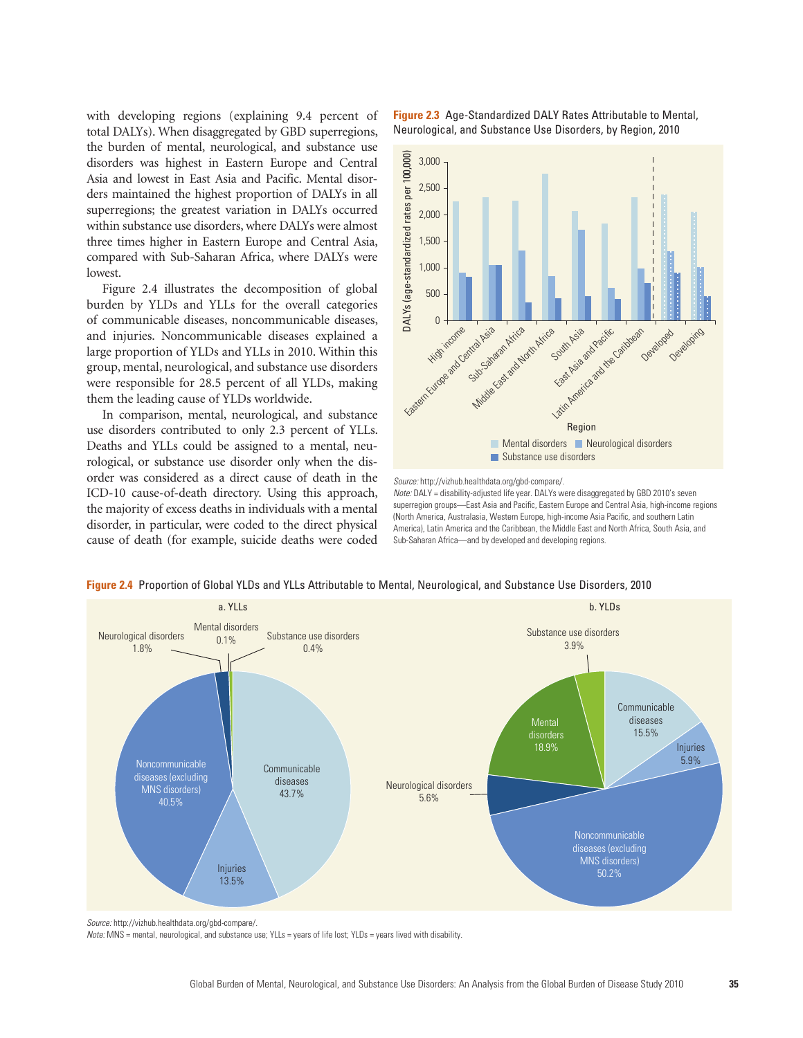with developing regions (explaining 9.4 percent of total DALYs). When disaggregated by GBD superregions, the burden of mental, neurological, and substance use disorders was highest in Eastern Europe and Central Asia and lowest in East Asia and Pacific. Mental disorders maintained the highest proportion of DALYs in all superregions; the greatest variation in DALYs occurred within substance use disorders, where DALYs were almost three times higher in Eastern Europe and Central Asia, compared with Sub-Saharan Africa, where DALYs were lowest.

Figure 2.4 illustrates the decomposition of global burden by YLDs and YLLs for the overall categories of communicable diseases, noncommunicable diseases, and injuries. Noncommunicable diseases explained a large proportion of YLDs and YLLs in 2010. Within this group, mental, neurological, and substance use disorders were responsible for 28.5 percent of all YLDs, making them the leading cause of YLDs worldwide.

In comparison, mental, neurological, and substance use disorders contributed to only 2.3 percent of YLLs. Deaths and YLLs could be assigned to a mental, neurological, or substance use disorder only when the disorder was considered as a direct cause of death in the ICD-10 cause-of-death directory. Using this approach, the majority of excess deaths in individuals with a mental disorder, in particular, were coded to the direct physical cause of death (for example, suicide deaths were coded

**Figure 2.3** Age-Standardized DALY Rates Attributable to Mental, Neurological, and Substance Use Disorders, by Region, 2010

*Source:* http://vizhub.healthdata.org/gbd-compare/.
*Note:* DALY = disability-adjusted life year. DALYs were disaggregated by GBD 2010's seven superregion groups—East Asia and Pacific, Eastern Europe and Central Asia, high-income regions (North America, Australasia, Western Europe, high-income Asia Pacific, and southern Latin America), Latin America and the Caribbean, the Middle East and North Africa, South Asia, and Sub-Saharan Africa—and by developed and developing regions.

**Figure 2.4** Proportion of Global YLDs and YLLs Attributable to Mental, Neurological, and Substance Use Disorders, 2010

*Source:* http://vizhub.healthdata.org/gbd-compare/.
*Note:* MNS = mental, neurological, and substance use; YLLs = years of life lost; YLDs = years lived with disability.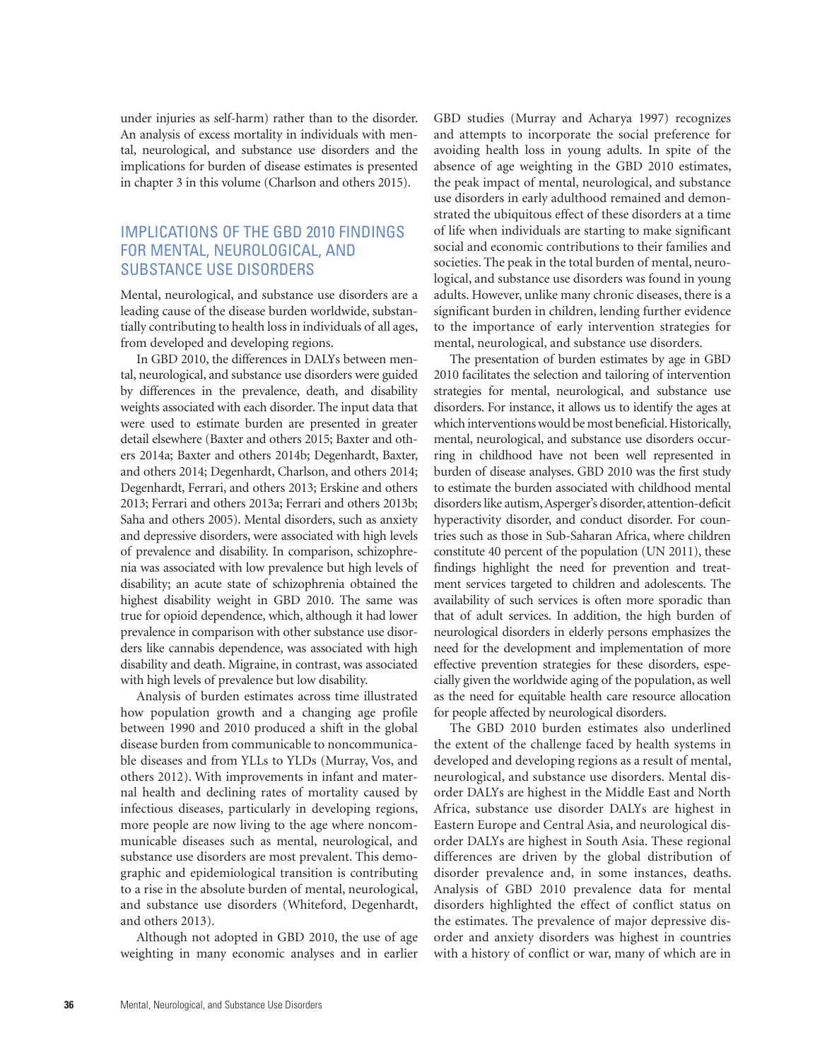under injuries as self-harm) rather than to the disorder. An analysis of excess mortality in individuals with mental, neurological, and substance use disorders and the implications for burden of disease estimates is presented in chapter 3 in this volume (Charlson and others 2015).

## IMPLICATIONS OF THE GBD 2010 FINDINGS FOR MENTAL, NEUROLOGICAL, AND SUBSTANCE USE DISORDERS

Mental, neurological, and substance use disorders are a leading cause of the disease burden worldwide, substantially contributing to health loss in individuals of all ages, from developed and developing regions.

In GBD 2010, the differences in DALYs between mental, neurological, and substance use disorders were guided by differences in the prevalence, death, and disability weights associated with each disorder. The input data that were used to estimate burden are presented in greater detail elsewhere (Baxter and others 2015; Baxter and others 2014a; Baxter and others 2014b; Degenhardt, Baxter, and others 2014; Degenhardt, Charlson, and others 2014; Degenhardt, Ferrari, and others 2013; Erskine and others 2013; Ferrari and others 2013a; Ferrari and others 2013b; Saha and others 2005). Mental disorders, such as anxiety and depressive disorders, were associated with high levels of prevalence and disability. In comparison, schizophrenia was associated with low prevalence but high levels of disability; an acute state of schizophrenia obtained the highest disability weight in GBD 2010. The same was true for opioid dependence, which, although it had lower prevalence in comparison with other substance use disorders like cannabis dependence, was associated with high disability and death. Migraine, in contrast, was associated with high levels of prevalence but low disability.

Analysis of burden estimates across time illustrated how population growth and a changing age profile between 1990 and 2010 produced a shift in the global disease burden from communicable to noncommunicable diseases and from YLLs to YLDs (Murray, Vos, and others 2012). With improvements in infant and maternal health and declining rates of mortality caused by infectious diseases, particularly in developing regions, more people are now living to the age where noncommunicable diseases such as mental, neurological, and substance use disorders are most prevalent. This demographic and epidemiological transition is contributing to a rise in the absolute burden of mental, neurological, and substance use disorders (Whiteford, Degenhardt, and others 2013).

Although not adopted in GBD 2010, the use of age weighting in many economic analyses and in earlier GBD studies (Murray and Acharya 1997) recognizes and attempts to incorporate the social preference for avoiding health loss in young adults. In spite of the absence of age weighting in the GBD 2010 estimates, the peak impact of mental, neurological, and substance use disorders in early adulthood remained and demonstrated the ubiquitous effect of these disorders at a time of life when individuals are starting to make significant social and economic contributions to their families and societies. The peak in the total burden of mental, neurological, and substance use disorders was found in young adults. However, unlike many chronic diseases, there is a significant burden in children, lending further evidence to the importance of early intervention strategies for mental, neurological, and substance use disorders.

The presentation of burden estimates by age in GBD 2010 facilitates the selection and tailoring of intervention strategies for mental, neurological, and substance use disorders. For instance, it allows us to identify the ages at which interventions would be most beneficial. Historically, mental, neurological, and substance use disorders occurring in childhood have not been well represented in burden of disease analyses. GBD 2010 was the first study to estimate the burden associated with childhood mental disorders like autism, Asperger's disorder, attention-deficit hyperactivity disorder, and conduct disorder. For countries such as those in Sub-Saharan Africa, where children constitute 40 percent of the population (UN 2011), these findings highlight the need for prevention and treatment services targeted to children and adolescents. The availability of such services is often more sporadic than that of adult services. In addition, the high burden of neurological disorders in elderly persons emphasizes the need for the development and implementation of more effective prevention strategies for these disorders, especially given the worldwide aging of the population, as well as the need for equitable health care resource allocation for people affected by neurological disorders.

The GBD 2010 burden estimates also underlined the extent of the challenge faced by health systems in developed and developing regions as a result of mental, neurological, and substance use disorders. Mental disorder DALYs are highest in the Middle East and North Africa, substance use disorder DALYs are highest in Eastern Europe and Central Asia, and neurological disorder DALYs are highest in South Asia. These regional differences are driven by the global distribution of disorder prevalence and, in some instances, deaths. Analysis of GBD 2010 prevalence data for mental disorders highlighted the effect of conflict status on the estimates. The prevalence of major depressive disorder and anxiety disorders was highest in countries with a history of conflict or war, many of which are in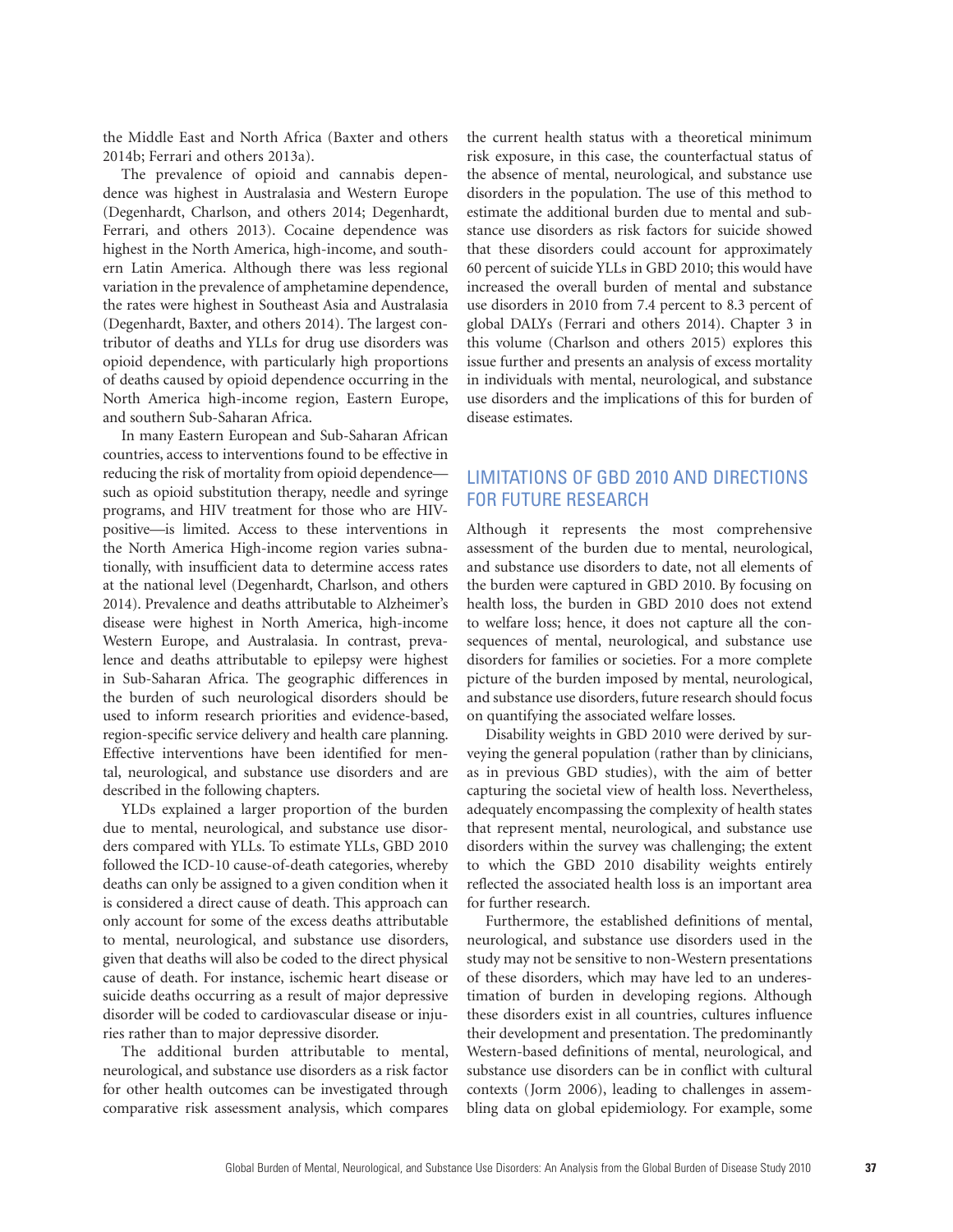the Middle East and North Africa (Baxter and others 2014b; Ferrari and others 2013a).

The prevalence of opioid and cannabis dependence was highest in Australasia and Western Europe (Degenhardt, Charlson, and others 2014; Degenhardt, Ferrari, and others 2013). Cocaine dependence was highest in the North America, high-income, and southern Latin America. Although there was less regional variation in the prevalence of amphetamine dependence, the rates were highest in Southeast Asia and Australasia (Degenhardt, Baxter, and others 2014). The largest contributor of deaths and YLLs for drug use disorders was opioid dependence, with particularly high proportions of deaths caused by opioid dependence occurring in the North America high-income region, Eastern Europe, and southern Sub-Saharan Africa.

In many Eastern European and Sub-Saharan African countries, access to interventions found to be effective in reducing the risk of mortality from opioid dependence—such as opioid substitution therapy, needle and syringe programs, and HIV treatment for those who are HIV-positive—is limited. Access to these interventions in the North America High-income region varies subnationally, with insufficient data to determine access rates at the national level (Degenhardt, Charlson, and others 2014). Prevalence and deaths attributable to Alzheimer's disease were highest in North America, high-income Western Europe, and Australasia. In contrast, prevalence and deaths attributable to epilepsy were highest in Sub-Saharan Africa. The geographic differences in the burden of such neurological disorders should be used to inform research priorities and evidence-based, region-specific service delivery and health care planning. Effective interventions have been identified for mental, neurological, and substance use disorders and are described in the following chapters.

YLDs explained a larger proportion of the burden due to mental, neurological, and substance use disorders compared with YLLs. To estimate YLLs, GBD 2010 followed the ICD-10 cause-of-death categories, whereby deaths can only be assigned to a given condition when it is considered a direct cause of death. This approach can only account for some of the excess deaths attributable to mental, neurological, and substance use disorders, given that deaths will also be coded to the direct physical cause of death. For instance, ischemic heart disease or suicide deaths occurring as a result of major depressive disorder will be coded to cardiovascular disease or injuries rather than to major depressive disorder.

The additional burden attributable to mental, neurological, and substance use disorders as a risk factor for other health outcomes can be investigated through comparative risk assessment analysis, which compares the current health status with a theoretical minimum risk exposure, in this case, the counterfactual status of the absence of mental, neurological, and substance use disorders in the population. The use of this method to estimate the additional burden due to mental and substance use disorders as risk factors for suicide showed that these disorders could account for approximately 60 percent of suicide YLLs in GBD 2010; this would have increased the overall burden of mental and substance use disorders in 2010 from 7.4 percent to 8.3 percent of global DALYs (Ferrari and others 2014). Chapter 3 in this volume (Charlson and others 2015) explores this issue further and presents an analysis of excess mortality in individuals with mental, neurological, and substance use disorders and the implications of this for burden of disease estimates.

## LIMITATIONS OF GBD 2010 AND DIRECTIONS FOR FUTURE RESEARCH

Although it represents the most comprehensive assessment of the burden due to mental, neurological, and substance use disorders to date, not all elements of the burden were captured in GBD 2010. By focusing on health loss, the burden in GBD 2010 does not extend to welfare loss; hence, it does not capture all the consequences of mental, neurological, and substance use disorders for families or societies. For a more complete picture of the burden imposed by mental, neurological, and substance use disorders, future research should focus on quantifying the associated welfare losses.

Disability weights in GBD 2010 were derived by surveying the general population (rather than by clinicians, as in previous GBD studies), with the aim of better capturing the societal view of health loss. Nevertheless, adequately encompassing the complexity of health states that represent mental, neurological, and substance use disorders within the survey was challenging; the extent to which the GBD 2010 disability weights entirely reflected the associated health loss is an important area for further research.

Furthermore, the established definitions of mental, neurological, and substance use disorders used in the study may not be sensitive to non-Western presentations of these disorders, which may have led to an underestimation of burden in developing regions. Although these disorders exist in all countries, cultures influence their development and presentation. The predominantly Western-based definitions of mental, neurological, and substance use disorders can be in conflict with cultural contexts (Jorm 2006), leading to challenges in assembling data on global epidemiology. For example, some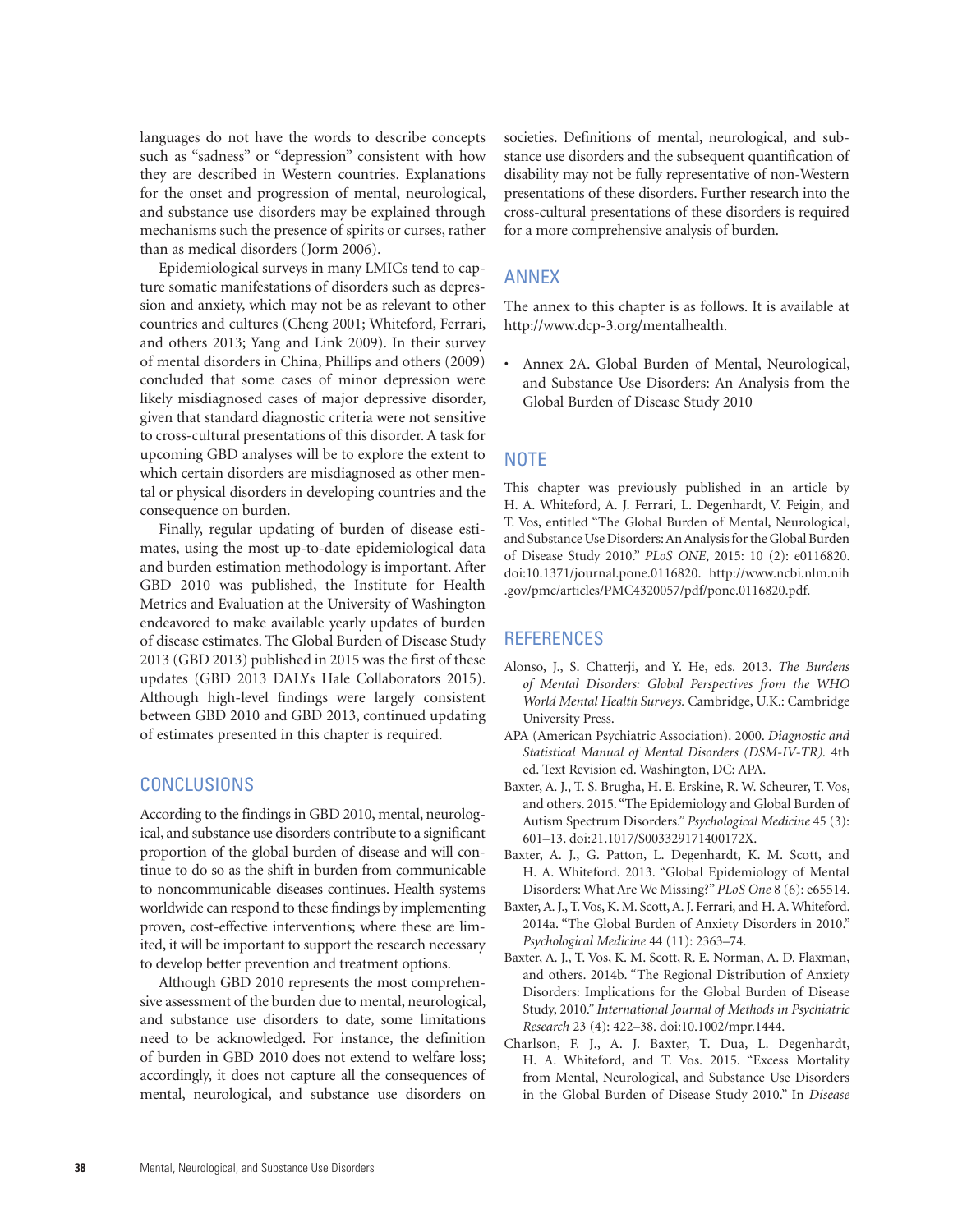languages do not have the words to describe concepts such as "sadness" or "depression" consistent with how they are described in Western countries. Explanations for the onset and progression of mental, neurological, and substance use disorders may be explained through mechanisms such the presence of spirits or curses, rather than as medical disorders (Jorm 2006).

Epidemiological surveys in many LMICs tend to capture somatic manifestations of disorders such as depression and anxiety, which may not be as relevant to other countries and cultures (Cheng 2001; Whiteford, Ferrari, and others 2013; Yang and Link 2009). In their survey of mental disorders in China, Phillips and others (2009) concluded that some cases of minor depression were likely misdiagnosed cases of major depressive disorder, given that standard diagnostic criteria were not sensitive to cross-cultural presentations of this disorder. A task for upcoming GBD analyses will be to explore the extent to which certain disorders are misdiagnosed as other mental or physical disorders in developing countries and the consequence on burden.

Finally, regular updating of burden of disease estimates, using the most up-to-date epidemiological data and burden estimation methodology is important. After GBD 2010 was published, the Institute for Health Metrics and Evaluation at the University of Washington endeavored to make available yearly updates of burden of disease estimates. The Global Burden of Disease Study 2013 (GBD 2013) published in 2015 was the first of these updates (GBD 2013 DALYs Hale Collaborators 2015). Although high-level findings were largely consistent between GBD 2010 and GBD 2013, continued updating of estimates presented in this chapter is required.

## CONCLUSIONS

According to the findings in GBD 2010, mental, neurological, and substance use disorders contribute to a significant proportion of the global burden of disease and will continue to do so as the shift in burden from communicable to noncommunicable diseases continues. Health systems worldwide can respond to these findings by implementing proven, cost-effective interventions; where these are limited, it will be important to support the research necessary to develop better prevention and treatment options.

Although GBD 2010 represents the most comprehensive assessment of the burden due to mental, neurological, and substance use disorders to date, some limitations need to be acknowledged. For instance, the definition of burden in GBD 2010 does not extend to welfare loss; accordingly, it does not capture all the consequences of mental, neurological, and substance use disorders on societies. Definitions of mental, neurological, and substance use disorders and the subsequent quantification of disability may not be fully representative of non-Western presentations of these disorders. Further research into the cross-cultural presentations of these disorders is required for a more comprehensive analysis of burden.

## ANNEX

The annex to this chapter is as follows. It is available at http://www.dcp-3.org/mentalhealth.

- Annex 2A. Global Burden of Mental, Neurological, and Substance Use Disorders: An Analysis from the Global Burden of Disease Study 2010

## NOTE

This chapter was previously published in an article by H. A. Whiteford, A. J. Ferrari, L. Degenhardt, V. Feigin, and T. Vos, entitled "The Global Burden of Mental, Neurological, and Substance Use Disorders: An Analysis for the Global Burden of Disease Study 2010." *PLoS ONE*, 2015: 10 (2): e0116820. doi:10.1371/journal.pone.0116820. http://www.ncbi.nlm.nih.gov/pmc/articles/PMC4320057/pdf/pone.0116820.pdf.

## REFERENCES

Alonso, J., S. Chatterji, and Y. He, eds. 2013. *The Burdens of Mental Disorders: Global Perspectives from the WHO World Mental Health Surveys.* Cambridge, U.K.: Cambridge University Press.

APA (American Psychiatric Association). 2000. *Diagnostic and Statistical Manual of Mental Disorders (DSM-IV-TR).* 4th ed. Text Revision ed. Washington, DC: APA.

Baxter, A. J., T. S. Brugha, H. E. Erskine, R. W. Scheurer, T. Vos, and others. 2015. "The Epidemiology and Global Burden of Autism Spectrum Disorders." *Psychological Medicine* 45 (3): 601–13. doi:21.1017/S003329171400172X.

Baxter, A. J., G. Patton, L. Degenhardt, K. M. Scott, and H. A. Whiteford. 2013. "Global Epidemiology of Mental Disorders: What Are We Missing?" *PLoS One* 8 (6): e65514.

Baxter, A. J., T. Vos, K. M. Scott, A. J. Ferrari, and H. A. Whiteford. 2014a. "The Global Burden of Anxiety Disorders in 2010." *Psychological Medicine* 44 (11): 2363–74.

Baxter, A. J., T. Vos, K. M. Scott, R. E. Norman, A. D. Flaxman, and others. 2014b. "The Regional Distribution of Anxiety Disorders: Implications for the Global Burden of Disease Study, 2010." *International Journal of Methods in Psychiatric Research* 23 (4): 422–38. doi:10.1002/mpr.1444.

Charlson, F. J., A. J. Baxter, T. Dua, L. Degenhardt, H. A. Whiteford, and T. Vos. 2015. "Excess Mortality from Mental, Neurological, and Substance Use Disorders in the Global Burden of Disease Study 2010." In *Disease*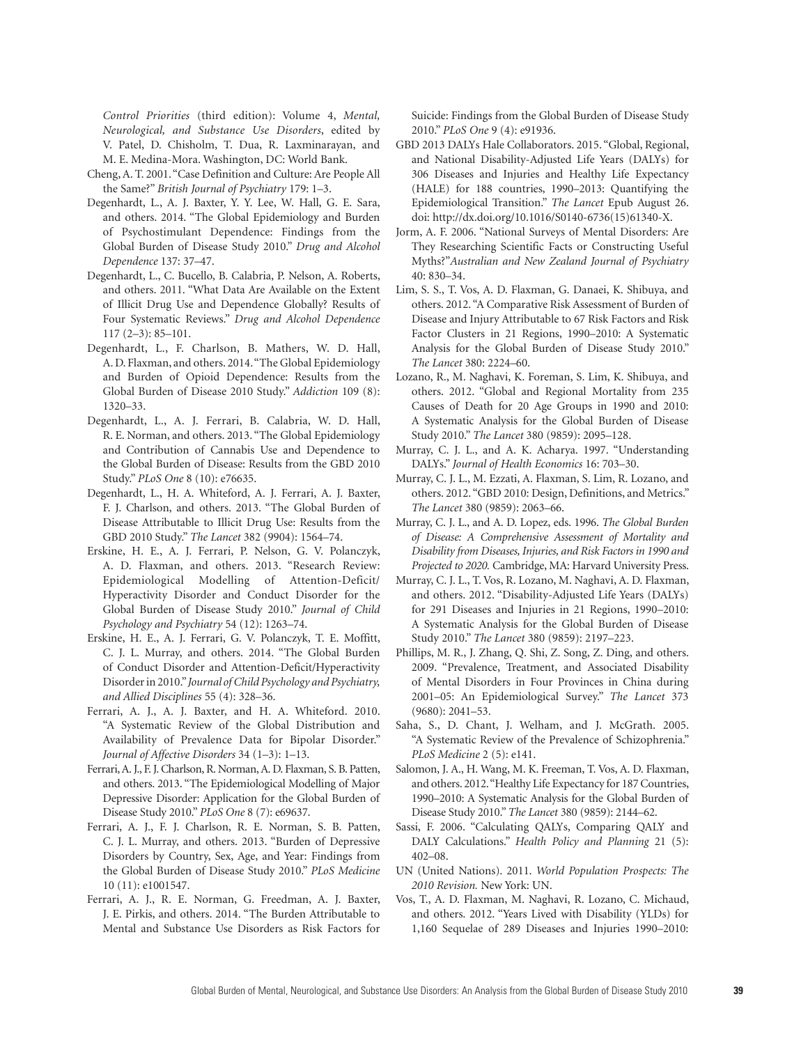*Control Priorities* (third edition): Volume 4, *Mental, Neurological, and Substance Use Disorders*, edited by V. Patel, D. Chisholm, T. Dua, R. Laxminarayan, and M. E. Medina-Mora. Washington, DC: World Bank.

Cheng, A. T. 2001. "Case Definition and Culture: Are People All the Same?" *British Journal of Psychiatry* 179: 1–3.

Degenhardt, L., A. J. Baxter, Y. Y. Lee, W. Hall, G. E. Sara, and others. 2014. "The Global Epidemiology and Burden of Psychostimulant Dependence: Findings from the Global Burden of Disease Study 2010." *Drug and Alcohol Dependence* 137: 37–47.

Degenhardt, L., C. Bucello, B. Calabria, P. Nelson, A. Roberts, and others. 2011. "What Data Are Available on the Extent of Illicit Drug Use and Dependence Globally? Results of Four Systematic Reviews." *Drug and Alcohol Dependence* 117 (2–3): 85–101.

Degenhardt, L., F. Charlson, B. Mathers, W. D. Hall, A. D. Flaxman, and others. 2014. "The Global Epidemiology and Burden of Opioid Dependence: Results from the Global Burden of Disease 2010 Study." *Addiction* 109 (8): 1320–33.

Degenhardt, L., A. J. Ferrari, B. Calabria, W. D. Hall, R. E. Norman, and others. 2013. "The Global Epidemiology and Contribution of Cannabis Use and Dependence to the Global Burden of Disease: Results from the GBD 2010 Study." *PLoS One* 8 (10): e76635.

Degenhardt, L., H. A. Whiteford, A. J. Ferrari, A. J. Baxter, F. J. Charlson, and others. 2013. "The Global Burden of Disease Attributable to Illicit Drug Use: Results from the GBD 2010 Study." *The Lancet* 382 (9904): 1564–74.

Erskine, H. E., A. J. Ferrari, P. Nelson, G. V. Polanczyk, A. D. Flaxman, and others. 2013. "Research Review: Epidemiological Modelling of Attention-Deficit/Hyperactivity Disorder and Conduct Disorder for the Global Burden of Disease Study 2010." *Journal of Child Psychology and Psychiatry* 54 (12): 1263–74.

Erskine, H. E., A. J. Ferrari, G. V. Polanczyk, T. E. Moffitt, C. J. L. Murray, and others. 2014. "The Global Burden of Conduct Disorder and Attention-Deficit/Hyperactivity Disorder in 2010." *Journal of Child Psychology and Psychiatry, and Allied Disciplines* 55 (4): 328–36.

Ferrari, A. J., A. J. Baxter, and H. A. Whiteford. 2010. "A Systematic Review of the Global Distribution and Availability of Prevalence Data for Bipolar Disorder." *Journal of Affective Disorders* 34 (1–3): 1–13.

Ferrari, A. J., F. J. Charlson, R. Norman, A. D. Flaxman, S. B. Patten, and others. 2013. "The Epidemiological Modelling of Major Depressive Disorder: Application for the Global Burden of Disease Study 2010." *PLoS One* 8 (7): e69637.

Ferrari, A. J., F. J. Charlson, R. E. Norman, S. B. Patten, C. J. L. Murray, and others. 2013. "Burden of Depressive Disorders by Country, Sex, Age, and Year: Findings from the Global Burden of Disease Study 2010." *PLoS Medicine* 10 (11): e1001547.

Ferrari, A. J., R. E. Norman, G. Freedman, A. J. Baxter, J. E. Pirkis, and others. 2014. "The Burden Attributable to Mental and Substance Use Disorders as Risk Factors for Suicide: Findings from the Global Burden of Disease Study 2010." *PLoS One* 9 (4): e91936.

GBD 2013 DALYs Hale Collaborators. 2015. "Global, Regional, and National Disability-Adjusted Life Years (DALYs) for 306 Diseases and Injuries and Healthy Life Expectancy (HALE) for 188 countries, 1990–2013: Quantifying the Epidemiological Transition." *The Lancet* Epub August 26. doi: http://dx.doi.org/10.1016/S0140-6736(15)61340-X.

Jorm, A. F. 2006. "National Surveys of Mental Disorders: Are They Researching Scientific Facts or Constructing Useful Myths?"*Australian and New Zealand Journal of Psychiatry* 40: 830–34.

Lim, S. S., T. Vos, A. D. Flaxman, G. Danaei, K. Shibuya, and others. 2012. "A Comparative Risk Assessment of Burden of Disease and Injury Attributable to 67 Risk Factors and Risk Factor Clusters in 21 Regions, 1990–2010: A Systematic Analysis for the Global Burden of Disease Study 2010." *The Lancet* 380: 2224–60.

Lozano, R., M. Naghavi, K. Foreman, S. Lim, K. Shibuya, and others. 2012. "Global and Regional Mortality from 235 Causes of Death for 20 Age Groups in 1990 and 2010: A Systematic Analysis for the Global Burden of Disease Study 2010." *The Lancet* 380 (9859): 2095–128.

Murray, C. J. L., and A. K. Acharya. 1997. "Understanding DALYs." *Journal of Health Economics* 16: 703–30.

Murray, C. J. L., M. Ezzati, A. Flaxman, S. Lim, R. Lozano, and others. 2012. "GBD 2010: Design, Definitions, and Metrics." *The Lancet* 380 (9859): 2063–66.

Murray, C. J. L., and A. D. Lopez, eds. 1996. *The Global Burden of Disease: A Comprehensive Assessment of Mortality and Disability from Diseases, Injuries, and Risk Factors in 1990 and Projected to 2020.* Cambridge, MA: Harvard University Press.

Murray, C. J. L., T. Vos, R. Lozano, M. Naghavi, A. D. Flaxman, and others. 2012. "Disability-Adjusted Life Years (DALYs) for 291 Diseases and Injuries in 21 Regions, 1990–2010: A Systematic Analysis for the Global Burden of Disease Study 2010." *The Lancet* 380 (9859): 2197–223.

Phillips, M. R., J. Zhang, Q. Shi, Z. Song, Z. Ding, and others. 2009. "Prevalence, Treatment, and Associated Disability of Mental Disorders in Four Provinces in China during 2001–05: An Epidemiological Survey." *The Lancet* 373 (9680): 2041–53.

Saha, S., D. Chant, J. Welham, and J. McGrath. 2005. "A Systematic Review of the Prevalence of Schizophrenia." *PLoS Medicine* 2 (5): e141.

Salomon, J. A., H. Wang, M. K. Freeman, T. Vos, A. D. Flaxman, and others. 2012. "Healthy Life Expectancy for 187 Countries, 1990–2010: A Systematic Analysis for the Global Burden of Disease Study 2010." *The Lancet* 380 (9859): 2144–62.

Sassi, F. 2006. "Calculating QALYs, Comparing QALY and DALY Calculations." *Health Policy and Planning* 21 (5): 402–08.

UN (United Nations). 2011. *World Population Prospects: The 2010 Revision.* New York: UN.

Vos, T., A. D. Flaxman, M. Naghavi, R. Lozano, C. Michaud, and others. 2012. "Years Lived with Disability (YLDs) for 1,160 Sequelae of 289 Diseases and Injuries 1990–2010: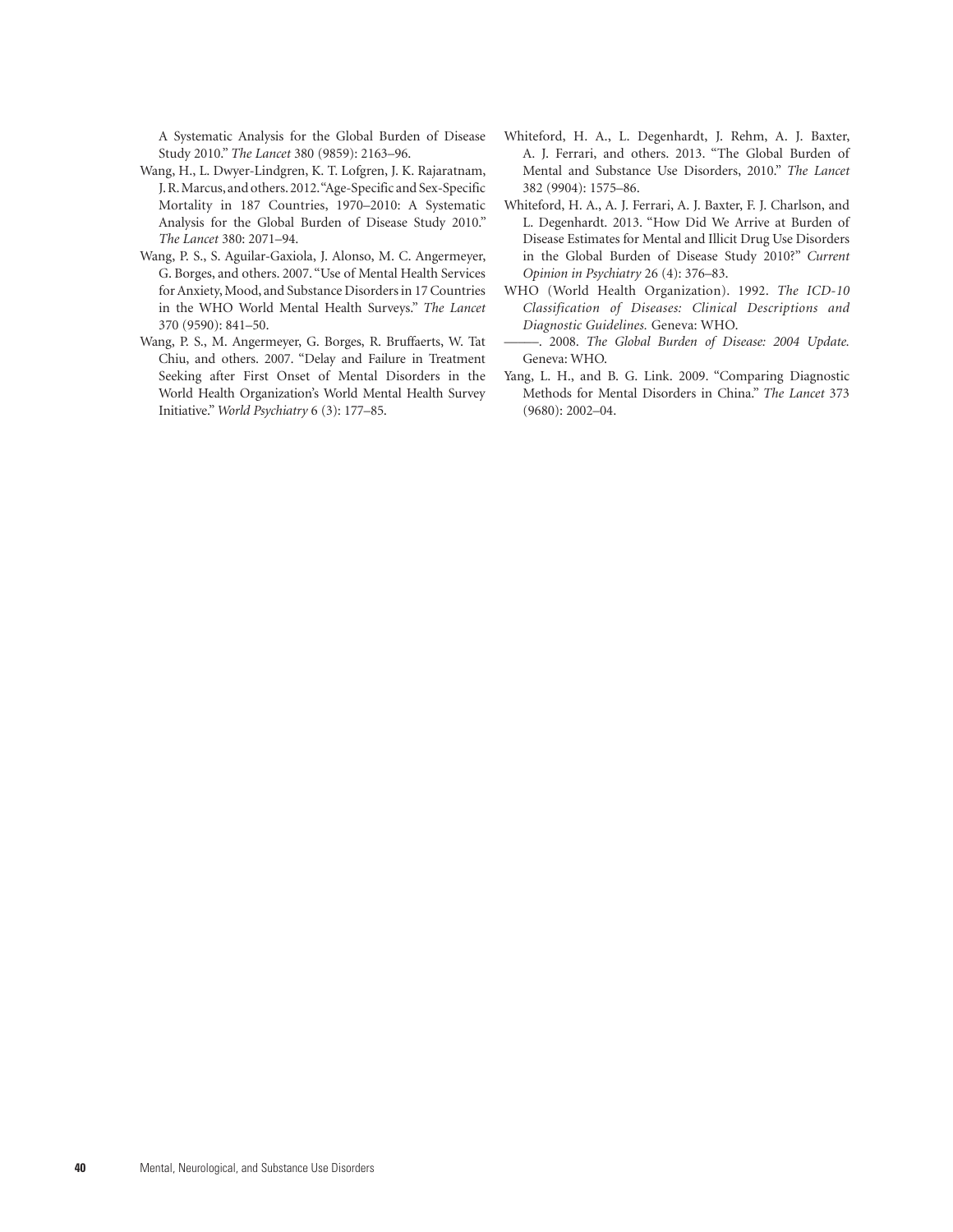A Systematic Analysis for the Global Burden of Disease Study 2010." *The Lancet* 380 (9859): 2163–96.

Wang, H., L. Dwyer-Lindgren, K. T. Lofgren, J. K. Rajaratnam, J. R. Marcus, and others. 2012. "Age-Specific and Sex-Specific Mortality in 187 Countries, 1970–2010: A Systematic Analysis for the Global Burden of Disease Study 2010." *The Lancet* 380: 2071–94.

Wang, P. S., S. Aguilar-Gaxiola, J. Alonso, M. C. Angermeyer, G. Borges, and others. 2007. "Use of Mental Health Services for Anxiety, Mood, and Substance Disorders in 17 Countries in the WHO World Mental Health Surveys." *The Lancet* 370 (9590): 841–50.

Wang, P. S., M. Angermeyer, G. Borges, R. Bruffaerts, W. Tat Chiu, and others. 2007. "Delay and Failure in Treatment Seeking after First Onset of Mental Disorders in the World Health Organization's World Mental Health Survey Initiative." *World Psychiatry* 6 (3): 177–85.

Whiteford, H. A., L. Degenhardt, J. Rehm, A. J. Baxter, A. J. Ferrari, and others. 2013. "The Global Burden of Mental and Substance Use Disorders, 2010." *The Lancet* 382 (9904): 1575–86.

Whiteford, H. A., A. J. Ferrari, A. J. Baxter, F. J. Charlson, and L. Degenhardt. 2013. "How Did We Arrive at Burden of Disease Estimates for Mental and Illicit Drug Use Disorders in the Global Burden of Disease Study 2010?" *Current Opinion in Psychiatry* 26 (4): 376–83.

WHO (World Health Organization). 1992. *The ICD-10 Classification of Diseases: Clinical Descriptions and Diagnostic Guidelines.* Geneva: WHO.

———. 2008. *The Global Burden of Disease: 2004 Update.* Geneva: WHO.

Yang, L. H., and B. G. Link. 2009. "Comparing Diagnostic Methods for Mental Disorders in China." *The Lancet* 373 (9680): 2002–04.